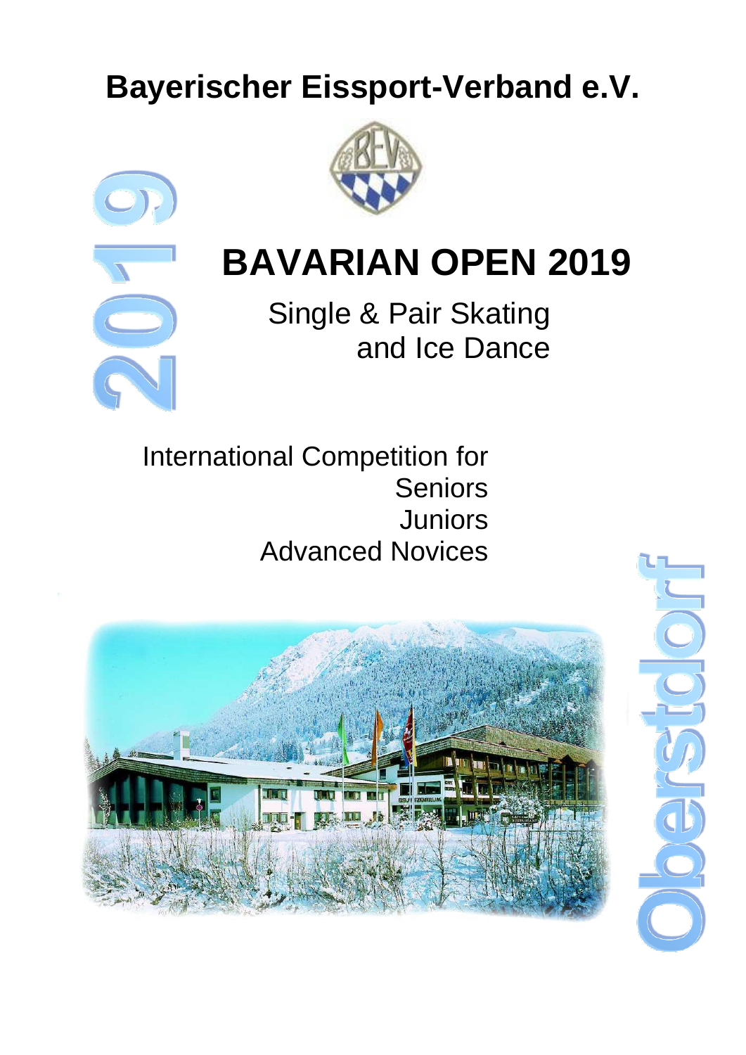# Bayerischer Eissport-Verband e.V.

2019

# BAVARIAN OPEN 2019

Single & Pair Skating
and Ice Dance

International Competition for
Seniors
Juniors
Advanced Novices

Oberstdorf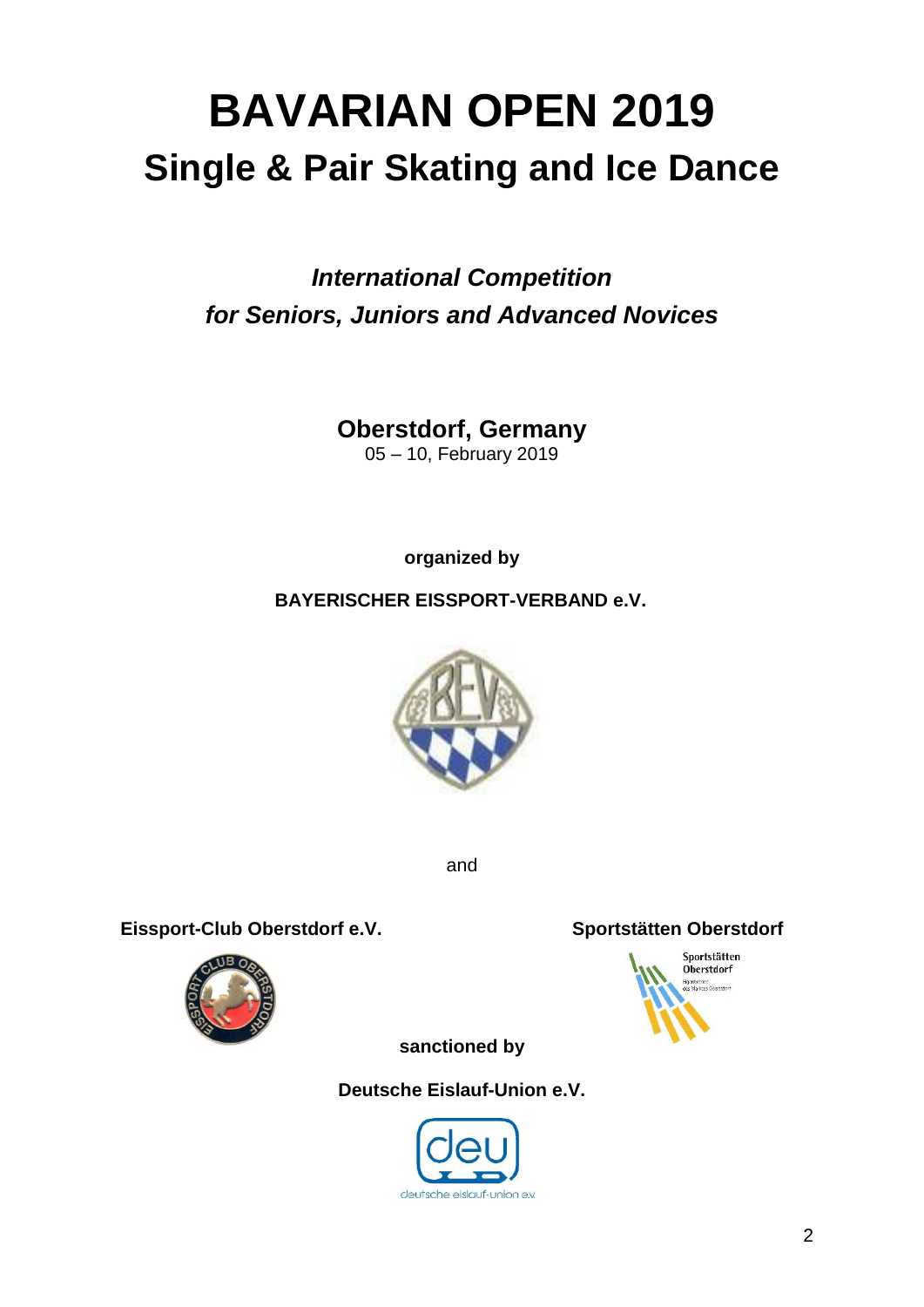# BAVARIAN OPEN 2019

## Single & Pair Skating and Ice Dance

***International Competition***
***for Seniors, Juniors and Advanced Novices***

**Oberstdorf, Germany**
05 – 10, February 2019

**organized by**

**BAYERISCHER EISSPORT-VERBAND e.V.**

and

**Eissport-Club Oberstdorf e.V.**

**Sportstätten Oberstdorf**

**sanctioned by**

**Deutsche Eislauf-Union e.V.**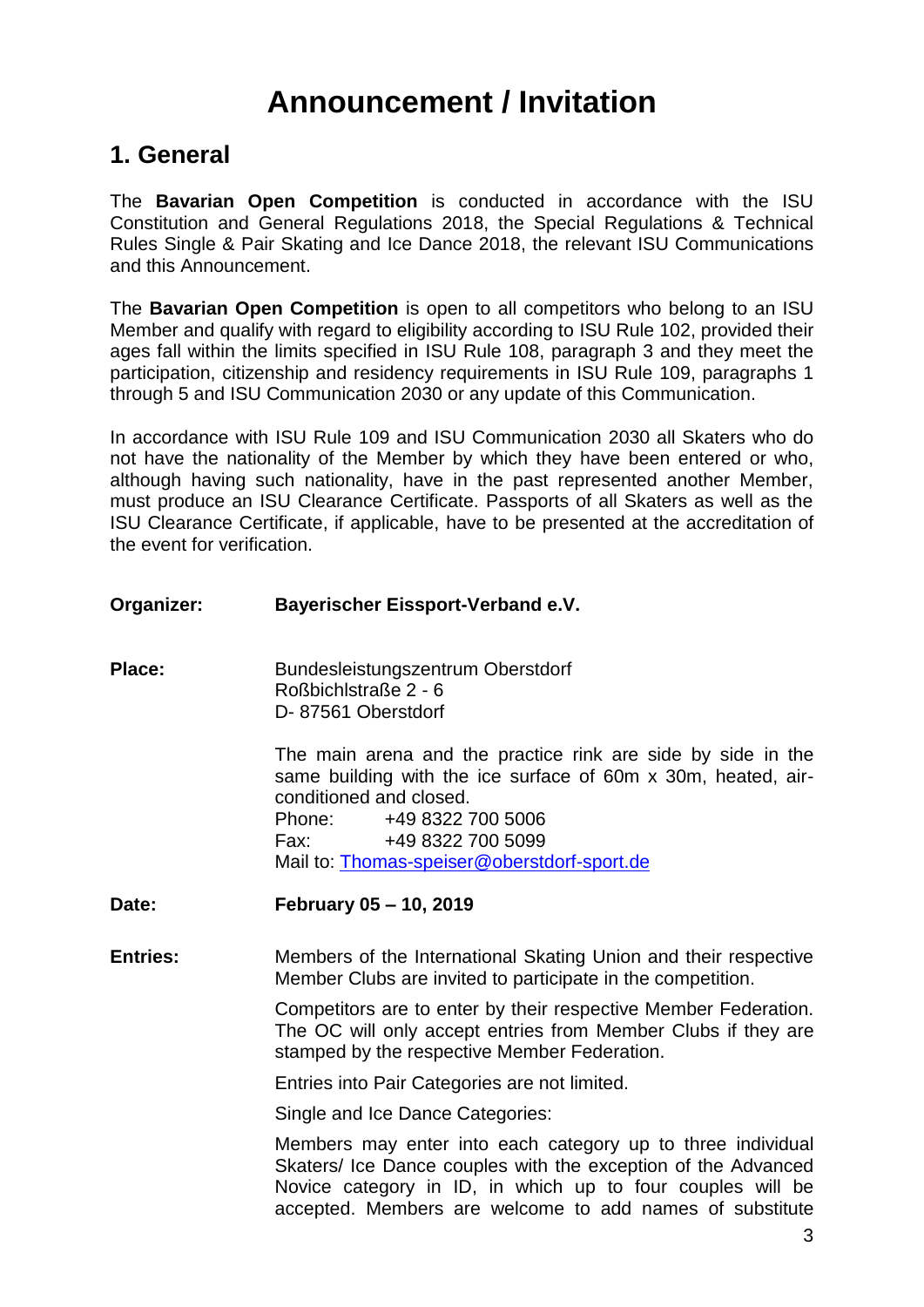# Announcement / Invitation

## 1. General

The **Bavarian Open Competition** is conducted in accordance with the ISU Constitution and General Regulations 2018, the Special Regulations & Technical Rules Single & Pair Skating and Ice Dance 2018, the relevant ISU Communications and this Announcement.

The **Bavarian Open Competition** is open to all competitors who belong to an ISU Member and qualify with regard to eligibility according to ISU Rule 102, provided their ages fall within the limits specified in ISU Rule 108, paragraph 3 and they meet the participation, citizenship and residency requirements in ISU Rule 109, paragraphs 1 through 5 and ISU Communication 2030 or any update of this Communication.

In accordance with ISU Rule 109 and ISU Communication 2030 all Skaters who do not have the nationality of the Member by which they have been entered or who, although having such nationality, have in the past represented another Member, must produce an ISU Clearance Certificate. Passports of all Skaters as well as the ISU Clearance Certificate, if applicable, have to be presented at the accreditation of the event for verification.

**Organizer:** **Bayerischer Eissport-Verband e.V.**

**Place:** Bundesleistungszentrum Oberstdorf
Roßbichlstraße 2 - 6
D- 87561 Oberstdorf

The main arena and the practice rink are side by side in the same building with the ice surface of 60m x 30m, heated, air-conditioned and closed.
Phone: +49 8322 700 5006
Fax: +49 8322 700 5099
Mail to: [Thomas-speiser@oberstdorf-sport.de](mailto:Thomas-speiser@oberstdorf-sport.de)

**Date:** **February 05 – 10, 2019**

**Entries:** Members of the International Skating Union and their respective Member Clubs are invited to participate in the competition.

Competitors are to enter by their respective Member Federation. The OC will only accept entries from Member Clubs if they are stamped by the respective Member Federation.

Entries into Pair Categories are not limited.

Single and Ice Dance Categories:

Members may enter into each category up to three individual Skaters/ Ice Dance couples with the exception of the Advanced Novice category in ID, in which up to four couples will be accepted. Members are welcome to add names of substitute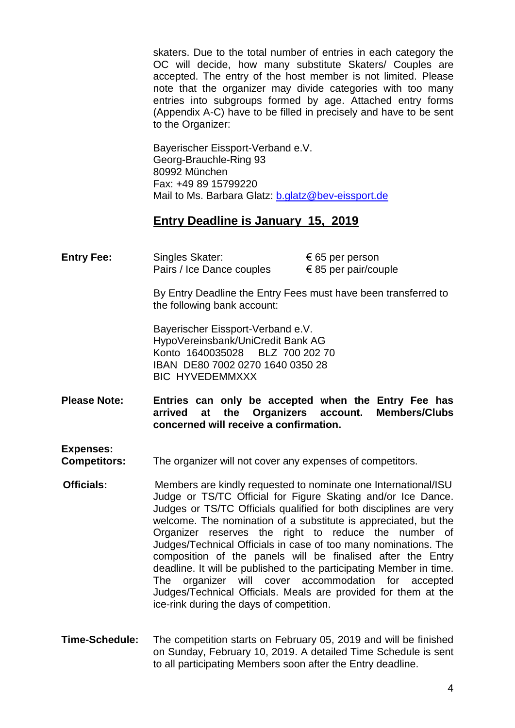skaters. Due to the total number of entries in each category the OC will decide, how many substitute Skaters/ Couples are accepted. The entry of the host member is not limited. Please note that the organizer may divide categories with too many entries into subgroups formed by age. Attached entry forms (Appendix A-C) have to be filled in precisely and have to be sent to the Organizer:

Bayerischer Eissport-Verband e.V.
Georg-Brauchle-Ring 93
80992 München
Fax: +49 89 15799220
Mail to Ms. Barbara Glatz: b.glatz@bev-eissport.de

## Entry Deadline is January 15, 2019

**Entry Fee:**

| | |
|---|---|
| Singles Skater: | € 65 per person |
| Pairs / Ice Dance couples | € 85 per pair/couple |

By Entry Deadline the Entry Fees must have been transferred to the following bank account:

Bayerischer Eissport-Verband e.V.
HypoVereinsbank/UniCredit Bank AG
Konto 1640035028 BLZ 700 202 70
IBAN DE80 7002 0270 1640 0350 28
BIC HYVEDEMMXXX

**Please Note:** **Entries can only be accepted when the Entry Fee has arrived at the Organizers account. Members/Clubs concerned will receive a confirmation.**

**Expenses:**

**Competitors:** The organizer will not cover any expenses of competitors.

**Officials:** Members are kindly requested to nominate one International/ISU Judge or TS/TC Official for Figure Skating and/or Ice Dance. Judges or TS/TC Officials qualified for both disciplines are very welcome. The nomination of a substitute is appreciated, but the Organizer reserves the right to reduce the number of Judges/Technical Officials in case of too many nominations. The composition of the panels will be finalised after the Entry deadline. It will be published to the participating Member in time. The organizer will cover accommodation for accepted Judges/Technical Officials. Meals are provided for them at the ice-rink during the days of competition.

**Time-Schedule:** The competition starts on February 05, 2019 and will be finished on Sunday, February 10, 2019. A detailed Time Schedule is sent to all participating Members soon after the Entry deadline.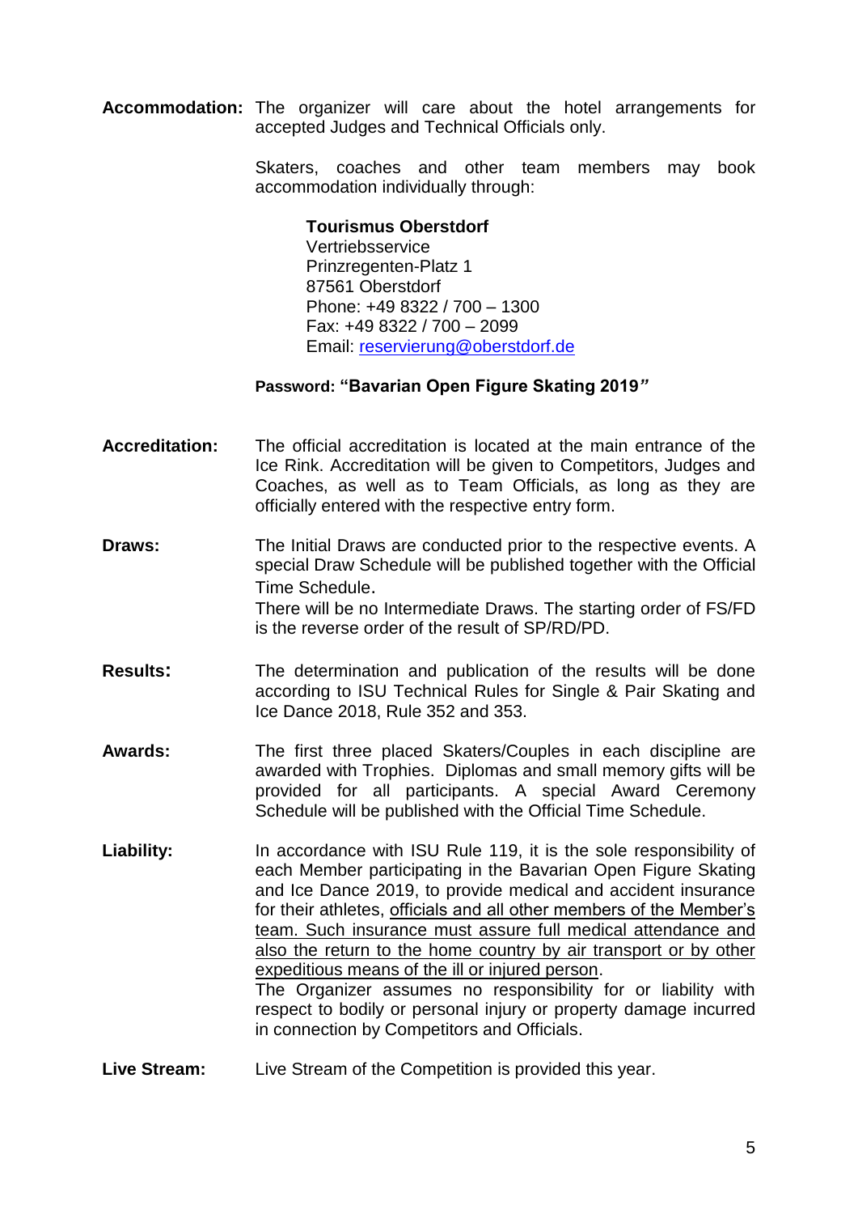**Accommodation:** The organizer will care about the hotel arrangements for accepted Judges and Technical Officials only.

Skaters, coaches and other team members may book accommodation individually through:

**Tourismus Oberstdorf**
Vertriebsservice
Prinzregenten-Platz 1
87561 Oberstdorf
Phone: +49 8322 / 700 – 1300
Fax: +49 8322 / 700 – 2099
Email: reservierung@oberstdorf.de

**Password: "Bavarian Open Figure Skating 2019"**

**Accreditation:** The official accreditation is located at the main entrance of the Ice Rink. Accreditation will be given to Competitors, Judges and Coaches, as well as to Team Officials, as long as they are officially entered with the respective entry form.

**Draws:** The Initial Draws are conducted prior to the respective events. A special Draw Schedule will be published together with the Official Time Schedule.
There will be no Intermediate Draws. The starting order of FS/FD is the reverse order of the result of SP/RD/PD.

**Results:** The determination and publication of the results will be done according to ISU Technical Rules for Single & Pair Skating and Ice Dance 2018, Rule 352 and 353.

**Awards:** The first three placed Skaters/Couples in each discipline are awarded with Trophies. Diplomas and small memory gifts will be provided for all participants. A special Award Ceremony Schedule will be published with the Official Time Schedule.

**Liability:** In accordance with ISU Rule 119, it is the sole responsibility of each Member participating in the Bavarian Open Figure Skating and Ice Dance 2019, to provide medical and accident insurance for their athletes, officials and all other members of the Member's team. Such insurance must assure full medical attendance and also the return to the home country by air transport or by other expeditious means of the ill or injured person.
The Organizer assumes no responsibility for or liability with respect to bodily or personal injury or property damage incurred in connection by Competitors and Officials.

**Live Stream:** Live Stream of the Competition is provided this year.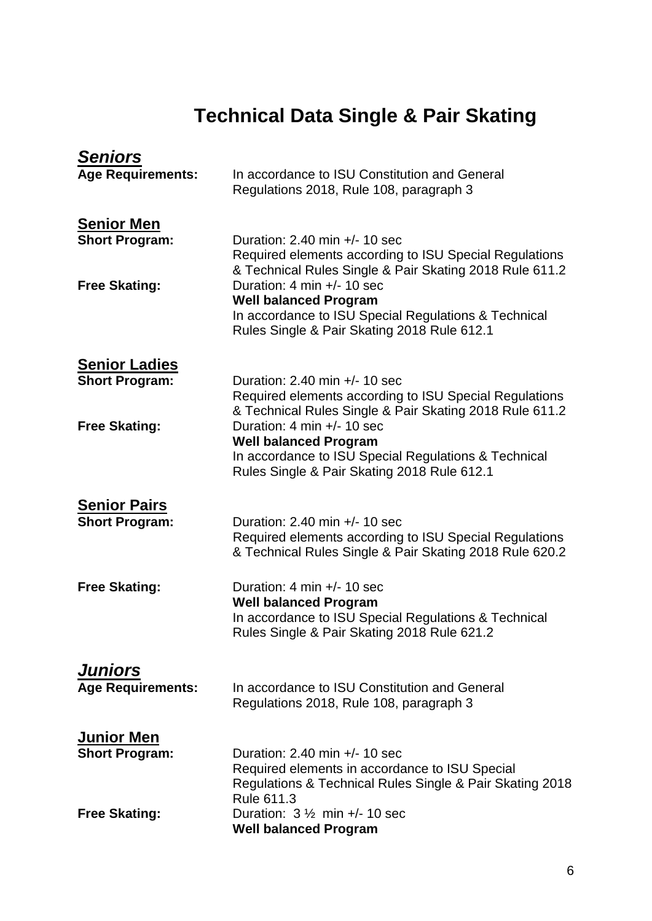# Technical Data Single & Pair Skating

## ***Seniors***

**Age Requirements:** In accordance to ISU Constitution and General Regulations 2018, Rule 108, paragraph 3

### Senior Men

**Short Program:** Duration: 2.40 min +/- 10 sec
Required elements according to ISU Special Regulations & Technical Rules Single & Pair Skating 2018 Rule 611.2

**Free Skating:** Duration: 4 min +/- 10 sec
**Well balanced Program**
In accordance to ISU Special Regulations & Technical Rules Single & Pair Skating 2018 Rule 612.1

### Senior Ladies

**Short Program:** Duration: 2.40 min +/- 10 sec
Required elements according to ISU Special Regulations & Technical Rules Single & Pair Skating 2018 Rule 611.2

**Free Skating:** Duration: 4 min +/- 10 sec
**Well balanced Program**
In accordance to ISU Special Regulations & Technical Rules Single & Pair Skating 2018 Rule 612.1

### Senior Pairs

**Short Program:** Duration: 2.40 min +/- 10 sec
Required elements according to ISU Special Regulations & Technical Rules Single & Pair Skating 2018 Rule 620.2

**Free Skating:** Duration: 4 min +/- 10 sec
**Well balanced Program**
In accordance to ISU Special Regulations & Technical Rules Single & Pair Skating 2018 Rule 621.2

## ***Juniors***

**Age Requirements:** In accordance to ISU Constitution and General Regulations 2018, Rule 108, paragraph 3

### Junior Men

**Short Program:** Duration: 2.40 min +/- 10 sec
Required elements in accordance to ISU Special Regulations & Technical Rules Single & Pair Skating 2018 Rule 611.3

**Free Skating:** Duration: 3 ½ min +/- 10 sec
**Well balanced Program**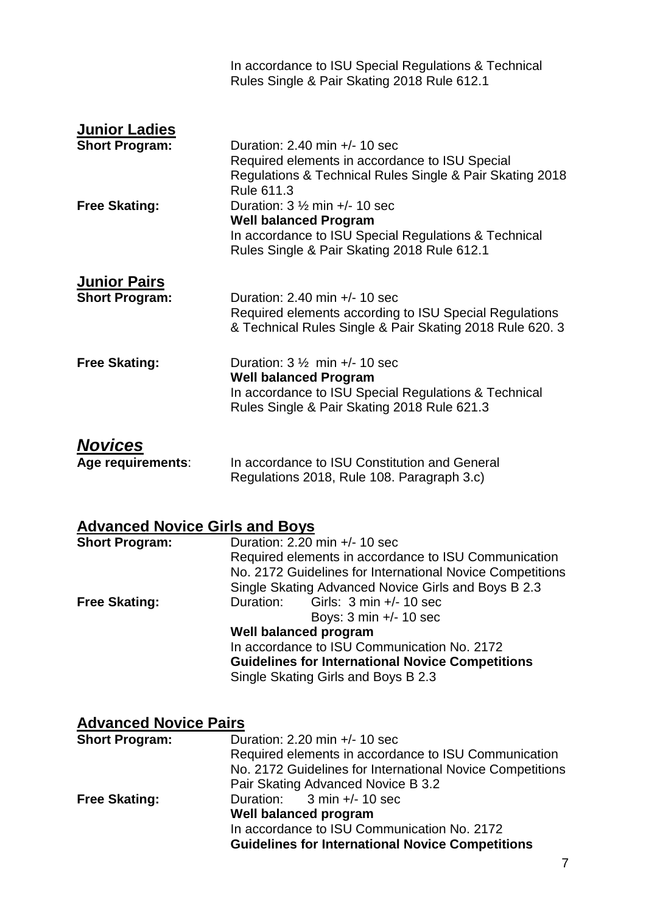In accordance to ISU Special Regulations & Technical Rules Single & Pair Skating 2018 Rule 612.1

## Junior Ladies

**Short Program:** Duration: 2.40 min +/- 10 sec
Required elements in accordance to ISU Special Regulations & Technical Rules Single & Pair Skating 2018 Rule 611.3

**Free Skating:** Duration: 3 ½ min +/- 10 sec
**Well balanced Program**
In accordance to ISU Special Regulations & Technical Rules Single & Pair Skating 2018 Rule 612.1

## Junior Pairs

**Short Program:** Duration: 2.40 min +/- 10 sec
Required elements according to ISU Special Regulations & Technical Rules Single & Pair Skating 2018 Rule 620. 3

**Free Skating:** Duration: 3 ½ min +/- 10 sec
**Well balanced Program**
In accordance to ISU Special Regulations & Technical Rules Single & Pair Skating 2018 Rule 621.3

## *Novices*

**Age requirements**: In accordance to ISU Constitution and General Regulations 2018, Rule 108. Paragraph 3.c)

## Advanced Novice Girls and Boys

**Short Program:** Duration: 2.20 min +/- 10 sec
Required elements in accordance to ISU Communication No. 2172 Guidelines for International Novice Competitions Single Skating Advanced Novice Girls and Boys B 2.3

**Free Skating:** Duration: Girls: 3 min +/- 10 sec
Boys: 3 min +/- 10 sec
**Well balanced program**
In accordance to ISU Communication No. 2172 **Guidelines for International Novice Competitions** Single Skating Girls and Boys B 2.3

## Advanced Novice Pairs

**Short Program:** Duration: 2.20 min +/- 10 sec
Required elements in accordance to ISU Communication No. 2172 Guidelines for International Novice Competitions Pair Skating Advanced Novice B 3.2

**Free Skating:** Duration: 3 min +/- 10 sec
**Well balanced program**
In accordance to ISU Communication No. 2172 **Guidelines for International Novice Competitions**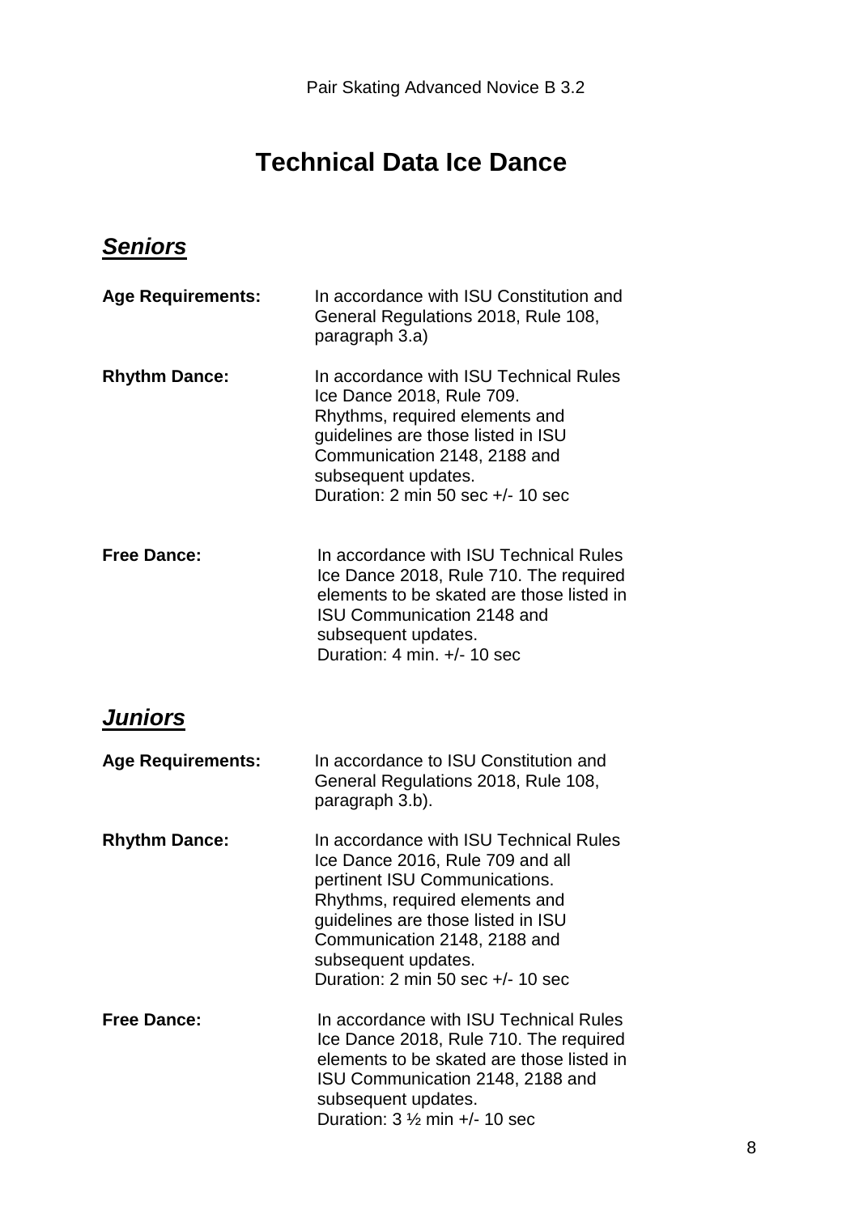Pair Skating Advanced Novice B 3.2

# Technical Data Ice Dance

## ***Seniors***

**Age Requirements:** In accordance with ISU Constitution and General Regulations 2018, Rule 108, paragraph 3.a)

**Rhythm Dance:** In accordance with ISU Technical Rules Ice Dance 2018, Rule 709.
Rhythms, required elements and guidelines are those listed in ISU Communication 2148, 2188 and subsequent updates.
Duration: 2 min 50 sec +/- 10 sec

**Free Dance:** In accordance with ISU Technical Rules Ice Dance 2018, Rule 710. The required elements to be skated are those listed in ISU Communication 2148 and subsequent updates.
Duration: 4 min. +/- 10 sec

## ***Juniors***

**Age Requirements:** In accordance to ISU Constitution and General Regulations 2018, Rule 108, paragraph 3.b).

**Rhythm Dance:** In accordance with ISU Technical Rules Ice Dance 2016, Rule 709 and all pertinent ISU Communications.
Rhythms, required elements and guidelines are those listed in ISU Communication 2148, 2188 and subsequent updates.
Duration: 2 min 50 sec +/- 10 sec

**Free Dance:** In accordance with ISU Technical Rules Ice Dance 2018, Rule 710. The required elements to be skated are those listed in ISU Communication 2148, 2188 and subsequent updates.
Duration: 3 ½ min +/- 10 sec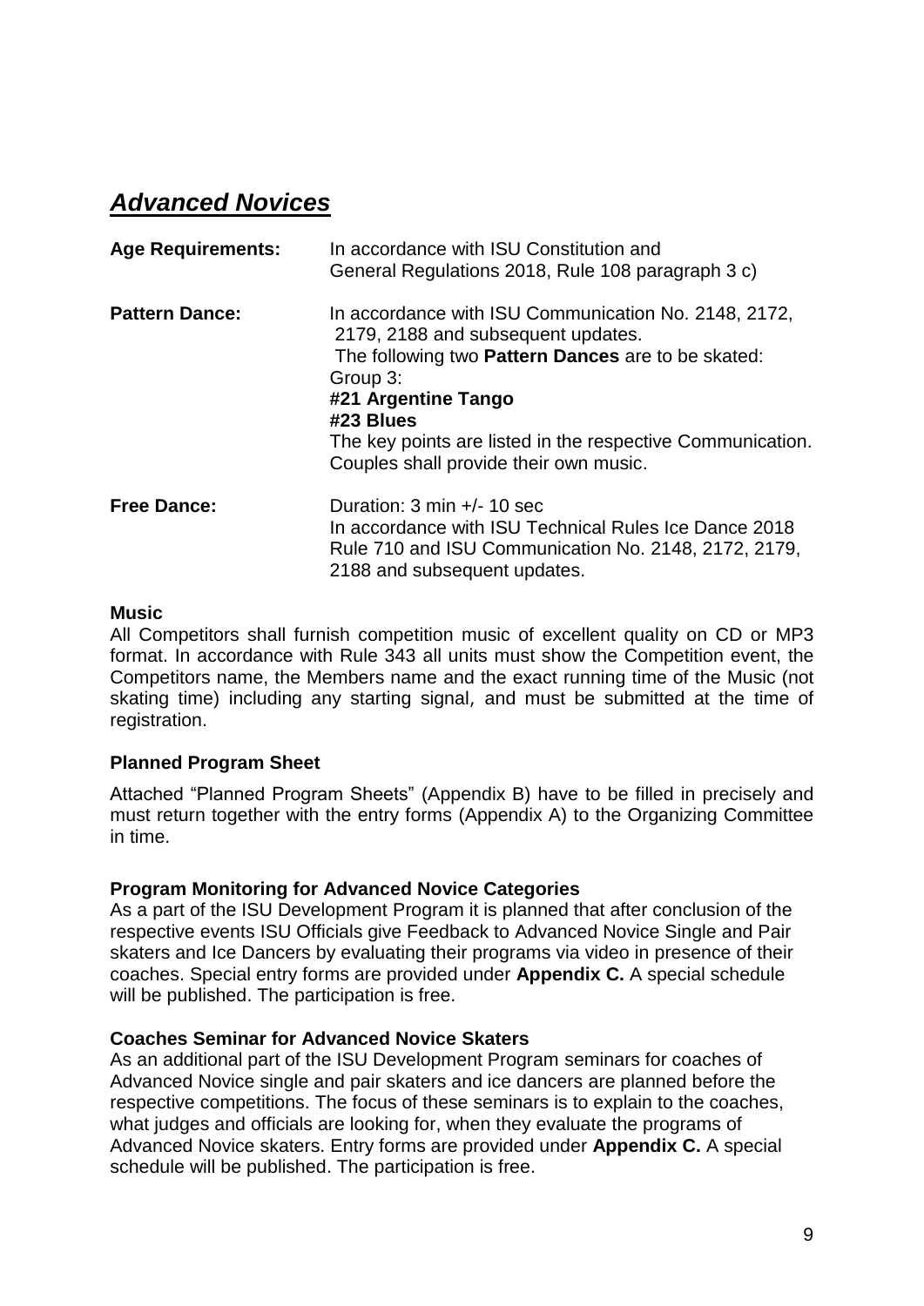## ***Advanced Novices***

**Age Requirements:** In accordance with ISU Constitution and General Regulations 2018, Rule 108 paragraph 3 c)

**Pattern Dance:** In accordance with ISU Communication No. 2148, 2172, 2179, 2188 and subsequent updates.
The following two **Pattern Dances** are to be skated:
Group 3:
**#21 Argentine Tango**
**#23 Blues**
The key points are listed in the respective Communication.
Couples shall provide their own music.

**Free Dance:** Duration: 3 min +/- 10 sec
In accordance with ISU Technical Rules Ice Dance 2018 Rule 710 and ISU Communication No. 2148, 2172, 2179, 2188 and subsequent updates.

**Music**

All Competitors shall furnish competition music of excellent quality on CD or MP3 format. In accordance with Rule 343 all units must show the Competition event, the Competitors name, the Members name and the exact running time of the Music (not skating time) including any starting signal, and must be submitted at the time of registration.

**Planned Program Sheet**

Attached "Planned Program Sheets" (Appendix B) have to be filled in precisely and must return together with the entry forms (Appendix A) to the Organizing Committee in time.

**Program Monitoring for Advanced Novice Categories**

As a part of the ISU Development Program it is planned that after conclusion of the respective events ISU Officials give Feedback to Advanced Novice Single and Pair skaters and Ice Dancers by evaluating their programs via video in presence of their coaches. Special entry forms are provided under **Appendix C.** A special schedule will be published. The participation is free.

**Coaches Seminar for Advanced Novice Skaters**

As an additional part of the ISU Development Program seminars for coaches of Advanced Novice single and pair skaters and ice dancers are planned before the respective competitions. The focus of these seminars is to explain to the coaches, what judges and officials are looking for, when they evaluate the programs of Advanced Novice skaters. Entry forms are provided under **Appendix C.** A special schedule will be published. The participation is free.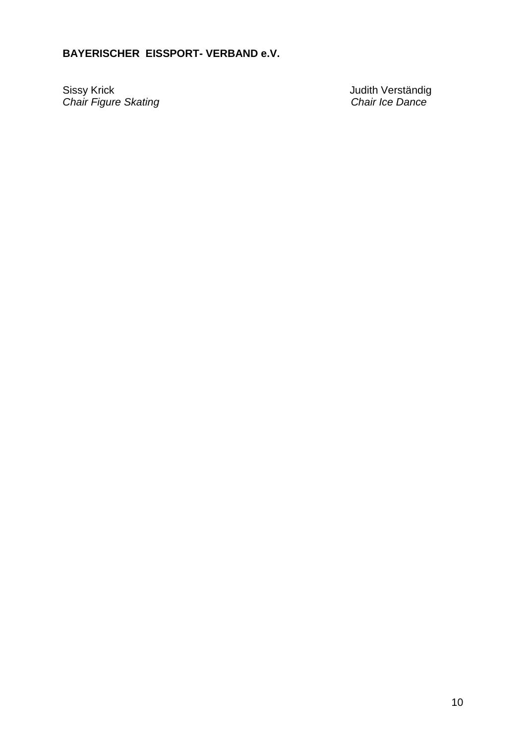**BAYERISCHER EISSPORT- VERBAND e.V.**

Sissy Krick
*Chair Figure Skating*

Judith Verständig
*Chair Ice Dance*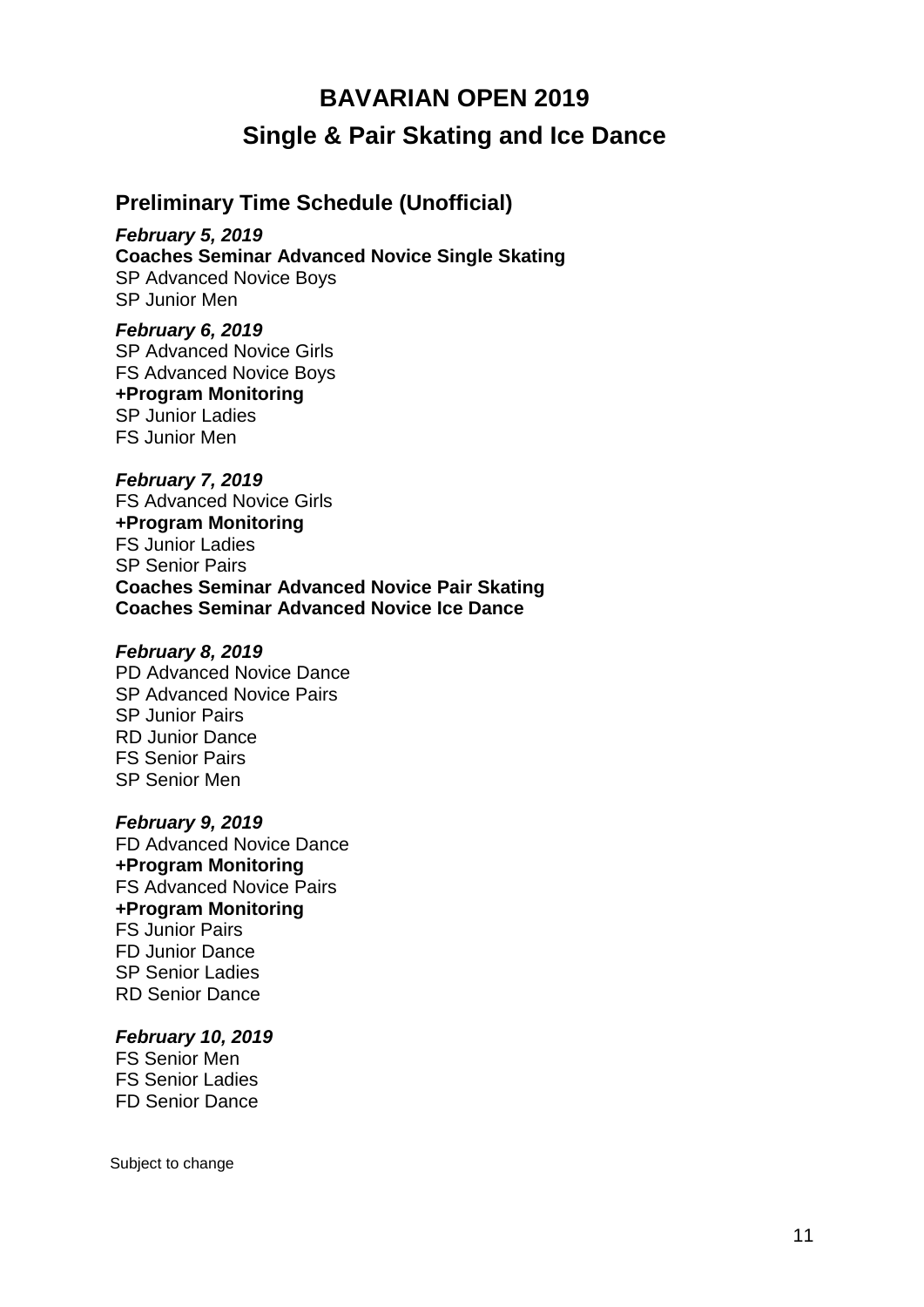# BAVARIAN OPEN 2019

# Single & Pair Skating and Ice Dance

## Preliminary Time Schedule (Unofficial)

***February 5, 2019***
**Coaches Seminar Advanced Novice Single Skating**
SP Advanced Novice Boys
SP Junior Men

***February 6, 2019***
SP Advanced Novice Girls
FS Advanced Novice Boys
**+Program Monitoring**
SP Junior Ladies
FS Junior Men

***February 7, 2019***
FS Advanced Novice Girls
**+Program Monitoring**
FS Junior Ladies
SP Senior Pairs
**Coaches Seminar Advanced Novice Pair Skating**
**Coaches Seminar Advanced Novice Ice Dance**

***February 8, 2019***
PD Advanced Novice Dance
SP Advanced Novice Pairs
SP Junior Pairs
RD Junior Dance
FS Senior Pairs
SP Senior Men

***February 9, 2019***
FD Advanced Novice Dance
**+Program Monitoring**
FS Advanced Novice Pairs
**+Program Monitoring**
FS Junior Pairs
FD Junior Dance
SP Senior Ladies
RD Senior Dance

***February 10, 2019***
FS Senior Men
FS Senior Ladies
FD Senior Dance

Subject to change